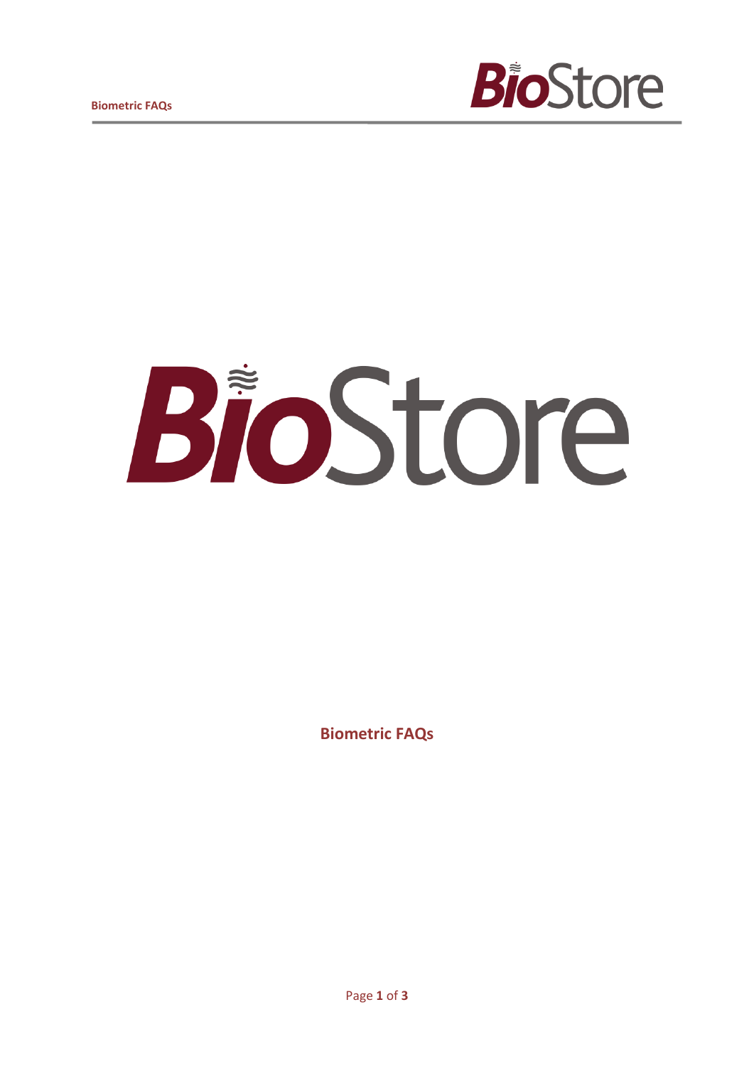# BioStore

## Biometric FAQs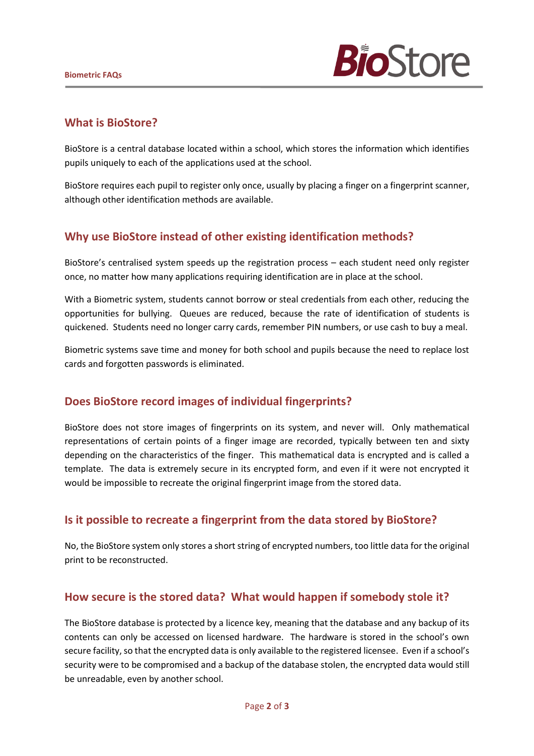## What is BioStore?

BioStore is a central database located within a school, which stores the information which identifies pupils uniquely to each of the applications used at the school.

BioStore requires each pupil to register only once, usually by placing a finger on a fingerprint scanner, although other identification methods are available.

## Why use BioStore instead of other existing identification methods?

BioStore's centralised system speeds up the registration process – each student need only register once, no matter how many applications requiring identification are in place at the school.

With a Biometric system, students cannot borrow or steal credentials from each other, reducing the opportunities for bullying. Queues are reduced, because the rate of identification of students is quickened. Students need no longer carry cards, remember PIN numbers, or use cash to buy a meal.

Biometric systems save time and money for both school and pupils because the need to replace lost cards and forgotten passwords is eliminated.

## Does BioStore record images of individual fingerprints?

BioStore does not store images of fingerprints on its system, and never will. Only mathematical representations of certain points of a finger image are recorded, typically between ten and sixty depending on the characteristics of the finger. This mathematical data is encrypted and is called a template. The data is extremely secure in its encrypted form, and even if it were not encrypted it would be impossible to recreate the original fingerprint image from the stored data.

## Is it possible to recreate a fingerprint from the data stored by BioStore?

No, the BioStore system only stores a short string of encrypted numbers, too little data for the original print to be reconstructed.

## How secure is the stored data? What would happen if somebody stole it?

The BioStore database is protected by a licence key, meaning that the database and any backup of its contents can only be accessed on licensed hardware. The hardware is stored in the school's own secure facility, so that the encrypted data is only available to the registered licensee. Even if a school's security were to be compromised and a backup of the database stolen, the encrypted data would still be unreadable, even by another school.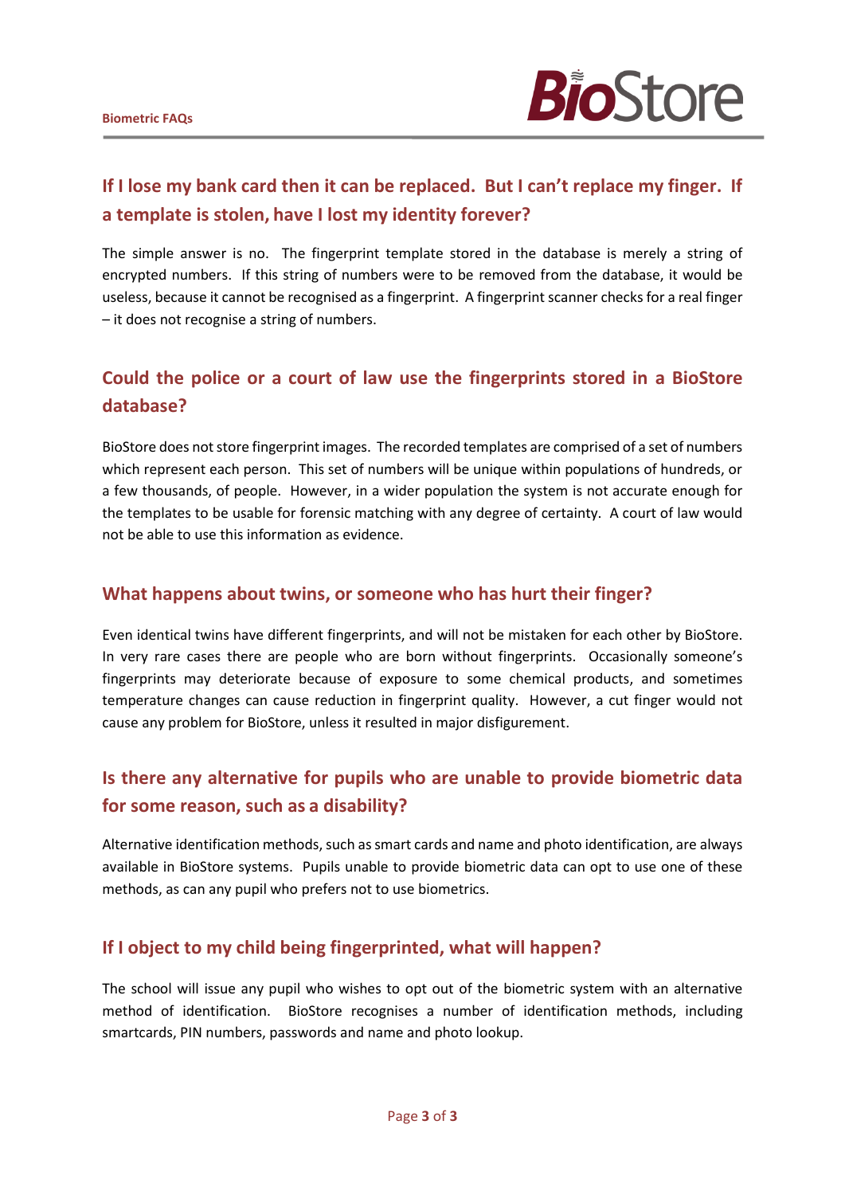## If I lose my bank card then it can be replaced. But I can't replace my finger. If a template is stolen, have I lost my identity forever?

The simple answer is no. The fingerprint template stored in the database is merely a string of encrypted numbers. If this string of numbers were to be removed from the database, it would be useless, because it cannot be recognised as a fingerprint. A fingerprint scanner checks for a real finger – it does not recognise a string of numbers.

## Could the police or a court of law use the fingerprints stored in a BioStore database?

BioStore does not store fingerprint images. The recorded templates are comprised of a set of numbers which represent each person. This set of numbers will be unique within populations of hundreds, or a few thousands, of people. However, in a wider population the system is not accurate enough for the templates to be usable for forensic matching with any degree of certainty. A court of law would not be able to use this information as evidence.

## What happens about twins, or someone who has hurt their finger?

Even identical twins have different fingerprints, and will not be mistaken for each other by BioStore. In very rare cases there are people who are born without fingerprints. Occasionally someone's fingerprints may deteriorate because of exposure to some chemical products, and sometimes temperature changes can cause reduction in fingerprint quality. However, a cut finger would not cause any problem for BioStore, unless it resulted in major disfigurement.

## Is there any alternative for pupils who are unable to provide biometric data for some reason, such as a disability?

Alternative identification methods, such as smart cards and name and photo identification, are always available in BioStore systems. Pupils unable to provide biometric data can opt to use one of these methods, as can any pupil who prefers not to use biometrics.

## If I object to my child being fingerprinted, what will happen?

The school will issue any pupil who wishes to opt out of the biometric system with an alternative method of identification. BioStore recognises a number of identification methods, including smartcards, PIN numbers, passwords and name and photo lookup.